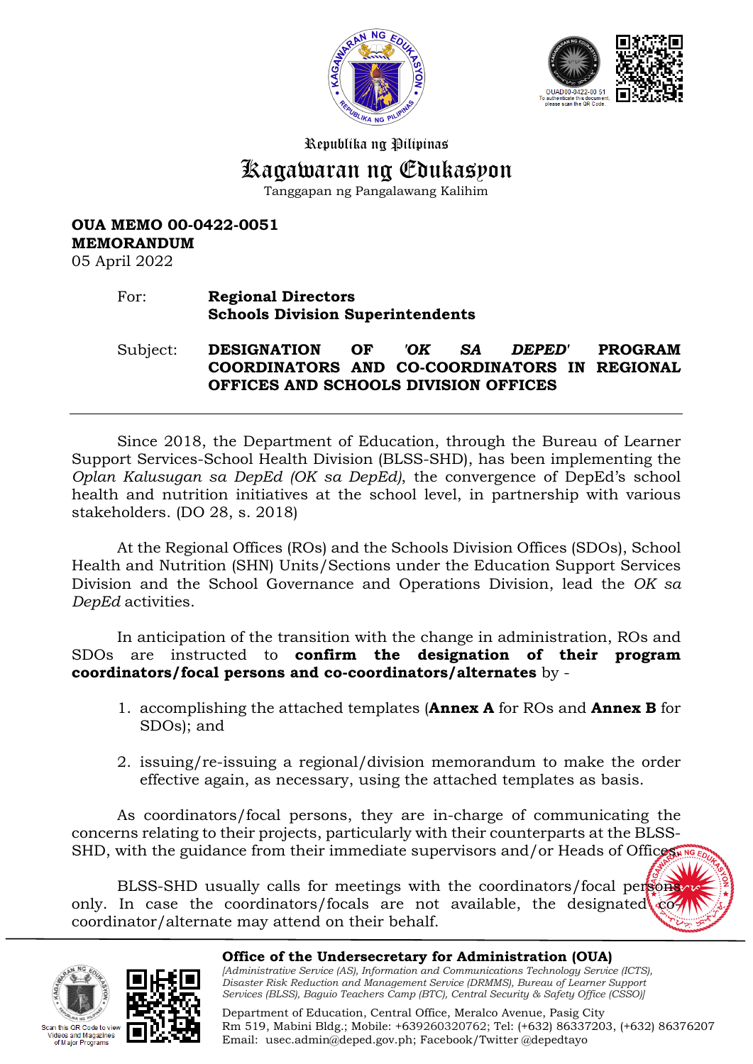Republika ng Pilipinas

# Kagawaran ng Edukasyon

Tanggapan ng Pangalawang Kalihim

**OUA MEMO 00-0422-0051**
**MEMORANDUM**
05 April 2022

For: **Regional Directors**
**Schools Division Superintendents**

Subject: **DESIGNATION OF *'OK SA DEPED'* PROGRAM COORDINATORS AND CO-COORDINATORS IN REGIONAL OFFICES AND SCHOOLS DIVISION OFFICES**

---

Since 2018, the Department of Education, through the Bureau of Learner Support Services-School Health Division (BLSS-SHD), has been implementing the *Oplan Kalusugan sa DepEd (OK sa DepEd)*, the convergence of DepEd's school health and nutrition initiatives at the school level, in partnership with various stakeholders. (DO 28, s. 2018)

At the Regional Offices (ROs) and the Schools Division Offices (SDOs), School Health and Nutrition (SHN) Units/Sections under the Education Support Services Division and the School Governance and Operations Division, lead the *OK sa DepEd* activities.

In anticipation of the transition with the change in administration, ROs and SDOs are instructed to **confirm the designation of their program coordinators/focal persons and co-coordinators/alternates** by -

1. accomplishing the attached templates (**Annex A** for ROs and **Annex B** for SDOs); and

2. issuing/re-issuing a regional/division memorandum to make the order effective again, as necessary, using the attached templates as basis.

As coordinators/focal persons, they are in-charge of communicating the concerns relating to their projects, particularly with their counterparts at the BLSS-SHD, with the guidance from their immediate supervisors and/or Heads of Offices.

BLSS-SHD usually calls for meetings with the coordinators/focal persons only. In case the coordinators/focals are not available, the designated co-coordinator/alternate may attend on their behalf.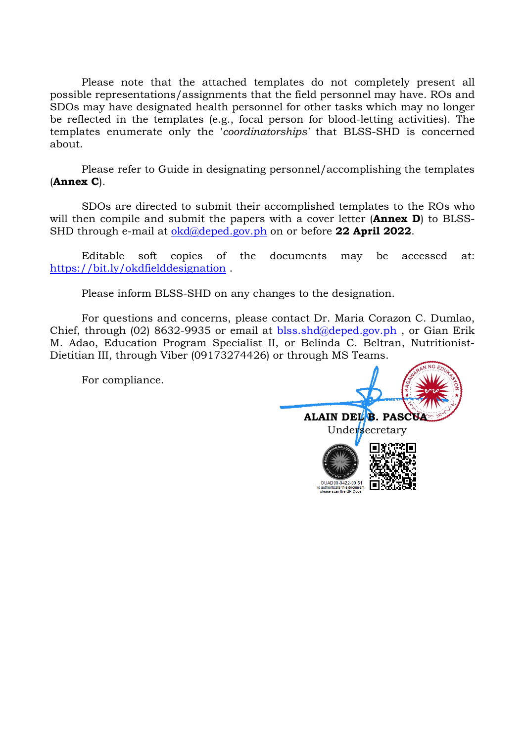Please note that the attached templates do not completely present all possible representations/assignments that the field personnel may have. ROs and SDOs may have designated health personnel for other tasks which may no longer be reflected in the templates (e.g., focal person for blood-letting activities). The templates enumerate only the '*coordinatorships*' that BLSS-SHD is concerned about.

Please refer to Guide in designating personnel/accomplishing the templates (**Annex C**).

SDOs are directed to submit their accomplished templates to the ROs who will then compile and submit the papers with a cover letter (**Annex D**) to BLSS-SHD through e-mail at okd@deped.gov.ph on or before **22 April 2022**.

Editable soft copies of the documents may be accessed at: https://bit.ly/okdfielddesignation .

Please inform BLSS-SHD on any changes to the designation.

For questions and concerns, please contact Dr. Maria Corazon C. Dumlao, Chief, through (02) 8632-9935 or email at blss.shd@deped.gov.ph , or Gian Erik M. Adao, Education Program Specialist II, or Belinda C. Beltran, Nutritionist-Dietitian III, through Viber (09173274426) or through MS Teams.

For compliance.

**ALAIN DEL B. PASCUA**
Undersecretary

OUAD00-0422-00 51
To authenticate this document, please scan the QR Code.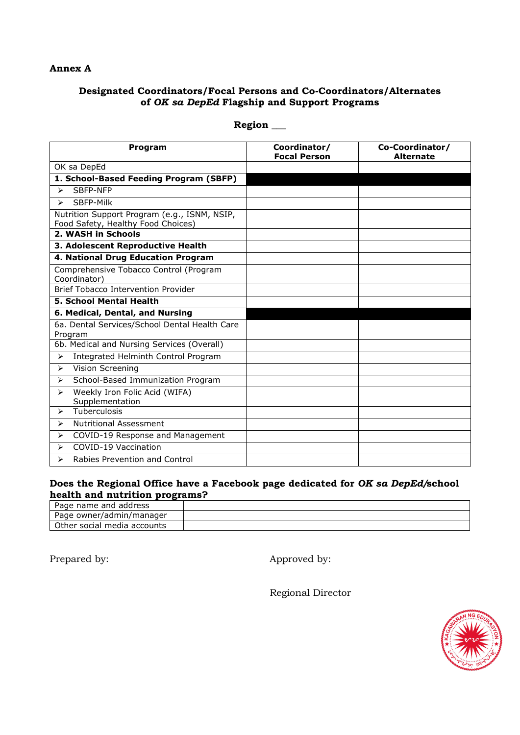**Annex A**

**Designated Coordinators/Focal Persons and Co-Coordinators/Alternates of *OK sa DepEd* Flagship and Support Programs**

**Region ___**

| **Program** | **Coordinator/ Focal Person** | **Co-Coordinator/ Alternate** |
|---|---|---|
| OK sa DepEd | | |
| **1. School-Based Feeding Program (SBFP)** | | |
| ➢ SBFP-NFP | | |
| ➢ SBFP-Milk | | |
| Nutrition Support Program (e.g., ISNM, NSIP, Food Safety, Healthy Food Choices) | | |
| **2. WASH in Schools** | | |
| **3. Adolescent Reproductive Health** | | |
| **4. National Drug Education Program** | | |
| Comprehensive Tobacco Control (Program Coordinator) | | |
| Brief Tobacco Intervention Provider | | |
| **5. School Mental Health** | | |
| **6. Medical, Dental, and Nursing** | | |
| 6a. Dental Services/School Dental Health Care Program | | |
| 6b. Medical and Nursing Services (Overall) | | |
| ➢ Integrated Helminth Control Program | | |
| ➢ Vision Screening | | |
| ➢ School-Based Immunization Program | | |
| ➢ Weekly Iron Folic Acid (WIFA) Supplementation | | |
| ➢ Tuberculosis | | |
| ➢ Nutritional Assessment | | |
| ➢ COVID-19 Response and Management | | |
| ➢ COVID-19 Vaccination | | |
| ➢ Rabies Prevention and Control | | |

**Does the Regional Office have a Facebook page dedicated for *OK sa DepEd*/school health and nutrition programs?**

| | |
|---|---|
| Page name and address | |
| Page owner/admin/manager | |
| Other social media accounts | |

Prepared by:

Approved by:

Regional Director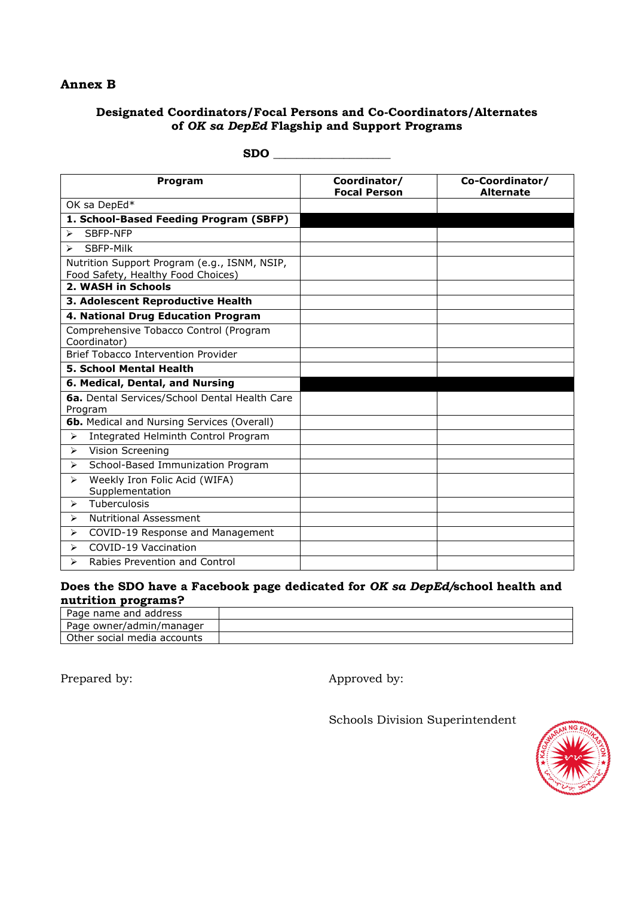**Annex B**

**Designated Coordinators/Focal Persons and Co-Coordinators/Alternates of *OK sa DepEd* Flagship and Support Programs**

**SDO** ___________________

| **Program** | **Coordinator/ Focal Person** | **Co-Coordinator/ Alternate** |
|---|---|---|
| OK sa DepEd* | | |
| **1. School-Based Feeding Program (SBFP)** | | |
| ➢ SBFP-NFP | | |
| ➢ SBFP-Milk | | |
| Nutrition Support Program (e.g., ISNM, NSIP, Food Safety, Healthy Food Choices) | | |
| **2. WASH in Schools** | | |
| **3. Adolescent Reproductive Health** | | |
| **4. National Drug Education Program** | | |
| Comprehensive Tobacco Control (Program Coordinator) | | |
| Brief Tobacco Intervention Provider | | |
| **5. School Mental Health** | | |
| **6. Medical, Dental, and Nursing** | | |
| **6a.** Dental Services/School Dental Health Care Program | | |
| **6b.** Medical and Nursing Services (Overall) | | |
| ➢ Integrated Helminth Control Program | | |
| ➢ Vision Screening | | |
| ➢ School-Based Immunization Program | | |
| ➢ Weekly Iron Folic Acid (WIFA) Supplementation | | |
| ➢ Tuberculosis | | |
| ➢ Nutritional Assessment | | |
| ➢ COVID-19 Response and Management | | |
| ➢ COVID-19 Vaccination | | |
| ➢ Rabies Prevention and Control | | |

**Does the SDO have a Facebook page dedicated for *OK sa DepEd*/school health and nutrition programs?**

| | |
|---|---|
| Page name and address | |
| Page owner/admin/manager | |
| Other social media accounts | |

Prepared by:

Approved by:

Schools Division Superintendent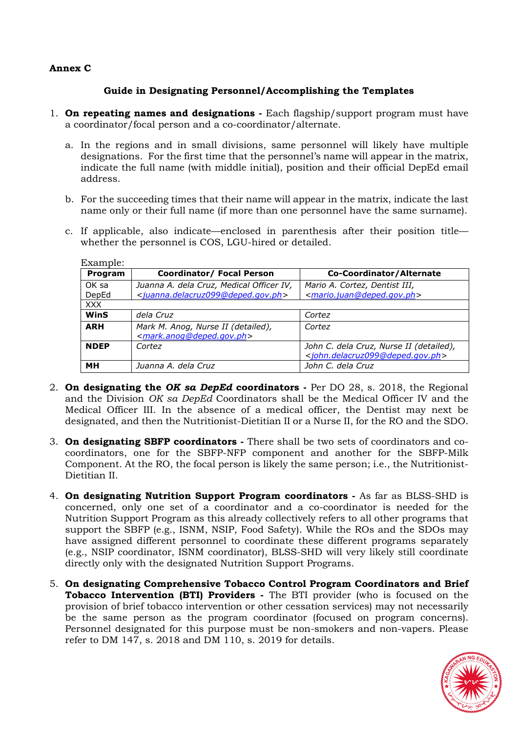**Annex C**

**Guide in Designating Personnel/Accomplishing the Templates**

1. **On repeating names and designations -** Each flagship/support program must have a coordinator/focal person and a co-coordinator/alternate.

   a. In the regions and in small divisions, same personnel will likely have multiple designations. For the first time that the personnel's name will appear in the matrix, indicate the full name (with middle initial), position and their official DepEd email address.

   b. For the succeeding times that their name will appear in the matrix, indicate the last name only or their full name (if more than one personnel have the same surname).

   c. If applicable, also indicate—enclosed in parenthesis after their position title—whether the personnel is COS, LGU-hired or detailed.

   Example:

| Program | Coordinator/ Focal Person | Co-Coordinator/Alternate |
|---|---|---|
| OK sa DepEd | *Juanna A. dela Cruz, Medical Officer IV, <juanna.delacruz099@deped.gov.ph>* | *Mario A. Cortez, Dentist III, <mario.juan@deped.gov.ph>* |
| XXX | | |
| **WinS** | *dela Cruz* | *Cortez* |
| **ARH** | *Mark M. Anog, Nurse II (detailed), <mark.anog@deped.gov.ph>* | *Cortez* |
| **NDEP** | *Cortez* | *John C. dela Cruz, Nurse II (detailed), <john.delacruz099@deped.gov.ph>* |
| **MH** | *Juanna A. dela Cruz* | *John C. dela Cruz* |

2. **On designating the *OK sa DepEd* coordinators -** Per DO 28, s. 2018, the Regional and the Division *OK sa DepEd* Coordinators shall be the Medical Officer IV and the Medical Officer III. In the absence of a medical officer, the Dentist may next be designated, and then the Nutritionist-Dietitian II or a Nurse II, for the RO and the SDO.

3. **On designating SBFP coordinators -** There shall be two sets of coordinators and co-coordinators, one for the SBFP-NFP component and another for the SBFP-Milk Component. At the RO, the focal person is likely the same person; i.e., the Nutritionist-Dietitian II.

4. **On designating Nutrition Support Program coordinators -** As far as BLSS-SHD is concerned, only one set of a coordinator and a co-coordinator is needed for the Nutrition Support Program as this already collectively refers to all other programs that support the SBFP (e.g., ISNM, NSIP, Food Safety). While the ROs and the SDOs may have assigned different personnel to coordinate these different programs separately (e.g., NSIP coordinator, ISNM coordinator), BLSS-SHD will very likely still coordinate directly only with the designated Nutrition Support Programs.

5. **On designating Comprehensive Tobacco Control Program Coordinators and Brief Tobacco Intervention (BTI) Providers -** The BTI provider (who is focused on the provision of brief tobacco intervention or other cessation services) may not necessarily be the same person as the program coordinator (focused on program concerns). Personnel designated for this purpose must be non-smokers and non-vapers. Please refer to DM 147, s. 2018 and DM 110, s. 2019 for details.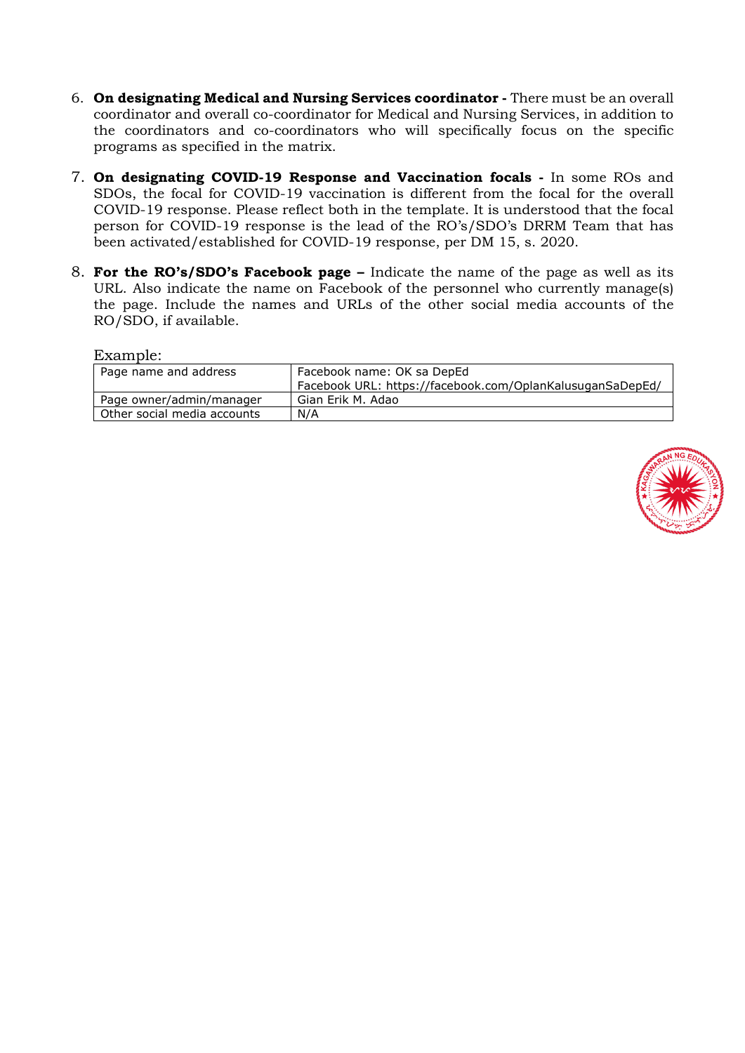6. **On designating Medical and Nursing Services coordinator -** There must be an overall coordinator and overall co-coordinator for Medical and Nursing Services, in addition to the coordinators and co-coordinators who will specifically focus on the specific programs as specified in the matrix.

7. **On designating COVID-19 Response and Vaccination focals -** In some ROs and SDOs, the focal for COVID-19 vaccination is different from the focal for the overall COVID-19 response. Please reflect both in the template. It is understood that the focal person for COVID-19 response is the lead of the RO's/SDO's DRRM Team that has been activated/established for COVID-19 response, per DM 15, s. 2020.

8. **For the RO's/SDO's Facebook page –** Indicate the name of the page as well as its URL. Also indicate the name on Facebook of the personnel who currently manage(s) the page. Include the names and URLs of the other social media accounts of the RO/SDO, if available.

Example:

| Page name and address | Facebook name: OK sa DepEd<br>Facebook URL: https://facebook.com/OplanKalusuganSaDepEd/ |
|---|---|
| Page owner/admin/manager | Gian Erik M. Adao |
| Other social media accounts | N/A |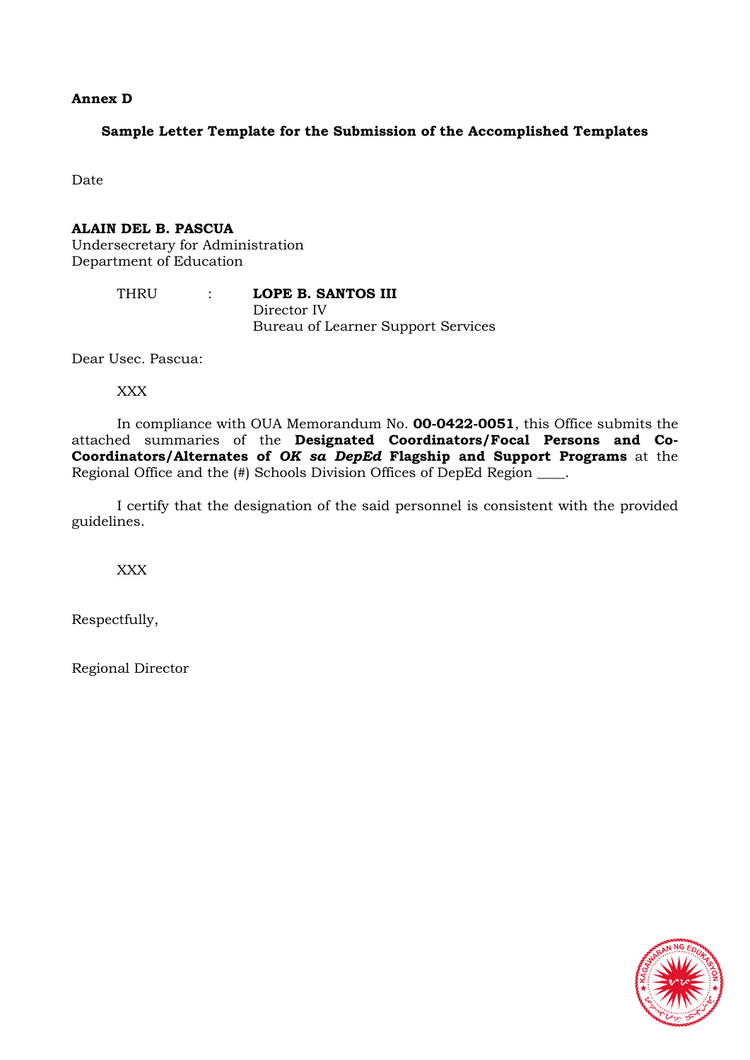**Annex D**

**Sample Letter Template for the Submission of the Accomplished Templates**

Date

**ALAIN DEL B. PASCUA**
Undersecretary for Administration
Department of Education

THRU : **LOPE B. SANTOS III**
Director IV
Bureau of Learner Support Services

Dear Usec. Pascua:

XXX

In compliance with OUA Memorandum No. **00-0422-0051**, this Office submits the attached summaries of the **Designated Coordinators/Focal Persons and Co-Coordinators/Alternates of *OK sa DepEd* Flagship and Support Programs** at the Regional Office and the (#) Schools Division Offices of DepEd Region ____.

I certify that the designation of the said personnel is consistent with the provided guidelines.

XXX

Respectfully,

Regional Director